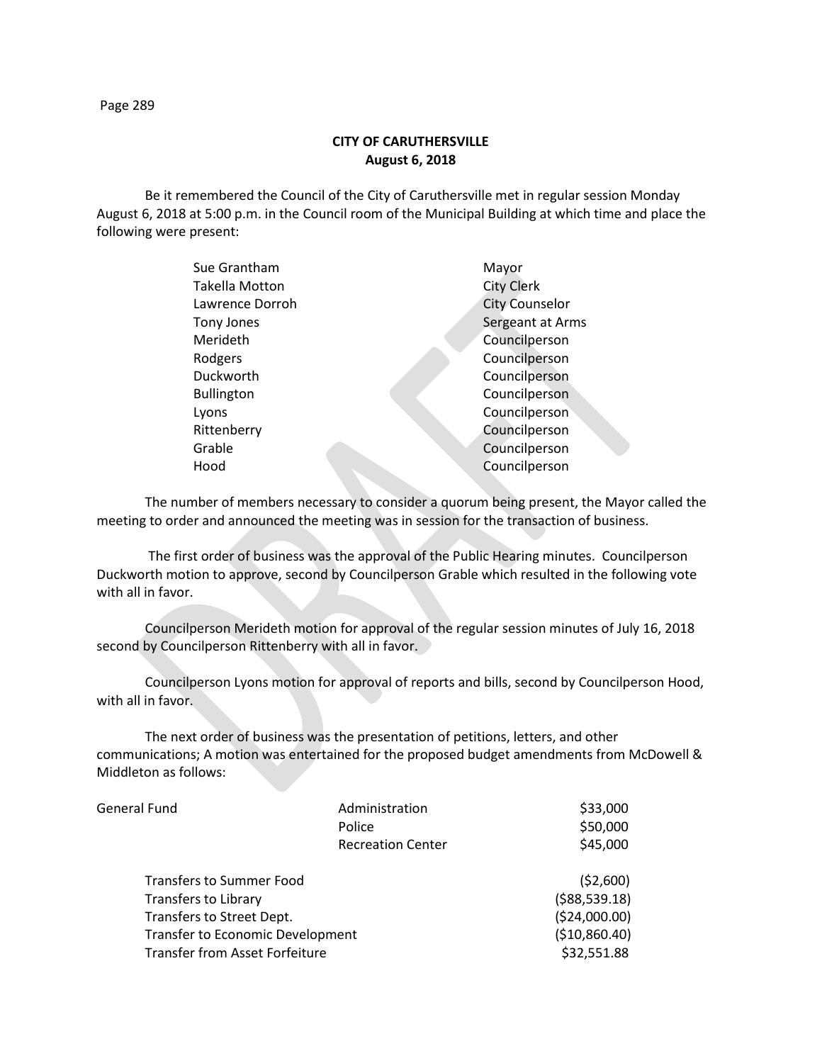**CITY OF CARUTHERSVILLE**
**August 6, 2018**

Be it remembered the Council of the City of Caruthersville met in regular session Monday August 6, 2018 at 5:00 p.m. in the Council room of the Municipal Building at which time and place the following were present:

| | |
|---|---|
| Sue Grantham | Mayor |
| Takella Motton | City Clerk |
| Lawrence Dorroh | City Counselor |
| Tony Jones | Sergeant at Arms |
| Merideth | Councilperson |
| Rodgers | Councilperson |
| Duckworth | Councilperson |
| Bullington | Councilperson |
| Lyons | Councilperson |
| Rittenberry | Councilperson |
| Grable | Councilperson |
| Hood | Councilperson |

The number of members necessary to consider a quorum being present, the Mayor called the meeting to order and announced the meeting was in session for the transaction of business.

The first order of business was the approval of the Public Hearing minutes. Councilperson Duckworth motion to approve, second by Councilperson Grable which resulted in the following vote with all in favor.

Councilperson Merideth motion for approval of the regular session minutes of July 16, 2018 second by Councilperson Rittenberry with all in favor.

Councilperson Lyons motion for approval of reports and bills, second by Councilperson Hood, with all in favor.

The next order of business was the presentation of petitions, letters, and other communications; A motion was entertained for the proposed budget amendments from McDowell & Middleton as follows:

| | | |
|---|---|---|
| General Fund | Administration | $33,000 |
| | Police | $50,000 |
| | Recreation Center | $45,000 |
| Transfers to Summer Food | | ($2,600) |
| Transfers to Library | | ($88,539.18) |
| Transfers to Street Dept. | | ($24,000.00) |
| Transfer to Economic Development | | ($10,860.40) |
| Transfer from Asset Forfeiture | | $32,551.88 |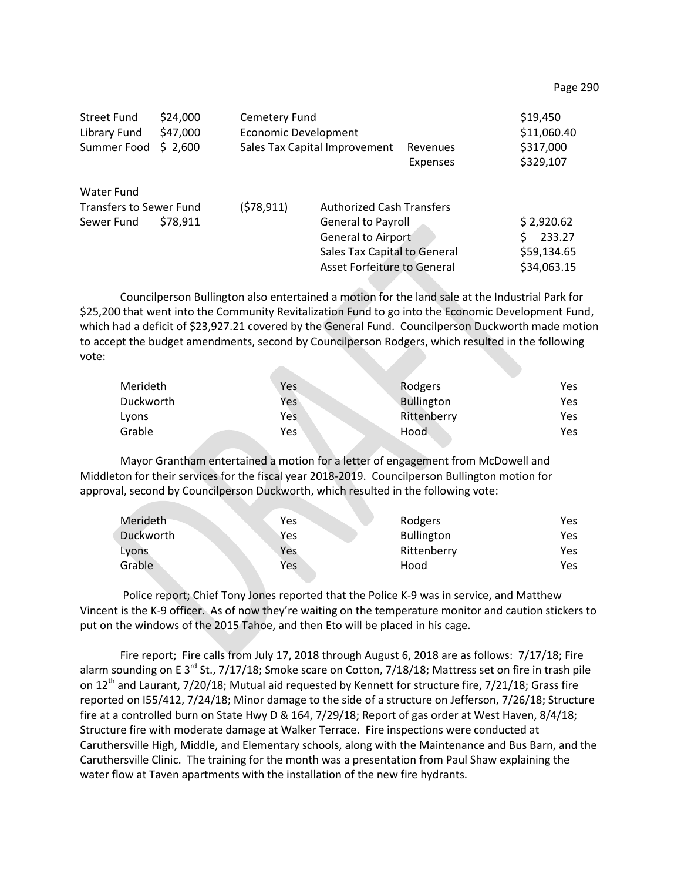| | | | | |
|---|---|---|---|---|
| Street Fund | $24,000 | Cemetery Fund | | $19,450 |
| Library Fund | $47,000 | Economic Development | | $11,060.40 |
| Summer Food | $ 2,600 | Sales Tax Capital Improvement | Revenues | $317,000 |
| | | | Expenses | $329,107 |

| | | | |
|---|---|---|---|
| Water Fund | | | |
| Transfers to Sewer Fund | ($78,911) | Authorized Cash Transfers | |
| Sewer Fund $78,911 | | General to Payroll | $ 2,920.62 |
| | | General to Airport | $ 233.27 |
| | | Sales Tax Capital to General | $59,134.65 |
| | | Asset Forfeiture to General | $34,063.15 |

Councilperson Bullington also entertained a motion for the land sale at the Industrial Park for $25,200 that went into the Community Revitalization Fund to go into the Economic Development Fund, which had a deficit of $23,927.21 covered by the General Fund. Councilperson Duckworth made motion to accept the budget amendments, second by Councilperson Rodgers, which resulted in the following vote:

| | | | |
|---|---|---|---|
| Merideth | Yes | Rodgers | Yes |
| Duckworth | Yes | Bullington | Yes |
| Lyons | Yes | Rittenberry | Yes |
| Grable | Yes | Hood | Yes |

Mayor Grantham entertained a motion for a letter of engagement from McDowell and Middleton for their services for the fiscal year 2018-2019. Councilperson Bullington motion for approval, second by Councilperson Duckworth, which resulted in the following vote:

| | | | |
|---|---|---|---|
| Merideth | Yes | Rodgers | Yes |
| Duckworth | Yes | Bullington | Yes |
| Lyons | Yes | Rittenberry | Yes |
| Grable | Yes | Hood | Yes |

Police report; Chief Tony Jones reported that the Police K-9 was in service, and Matthew Vincent is the K-9 officer. As of now they're waiting on the temperature monitor and caution stickers to put on the windows of the 2015 Tahoe, and then Eto will be placed in his cage.

Fire report; Fire calls from July 17, 2018 through August 6, 2018 are as follows: 7/17/18; Fire alarm sounding on E 3rd St., 7/17/18; Smoke scare on Cotton, 7/18/18; Mattress set on fire in trash pile on 12th and Laurant, 7/20/18; Mutual aid requested by Kennett for structure fire, 7/21/18; Grass fire reported on I55/412, 7/24/18; Minor damage to the side of a structure on Jefferson, 7/26/18; Structure fire at a controlled burn on State Hwy D & 164, 7/29/18; Report of gas order at West Haven, 8/4/18; Structure fire with moderate damage at Walker Terrace. Fire inspections were conducted at Caruthersville High, Middle, and Elementary schools, along with the Maintenance and Bus Barn, and the Caruthersville Clinic. The training for the month was a presentation from Paul Shaw explaining the water flow at Taven apartments with the installation of the new fire hydrants.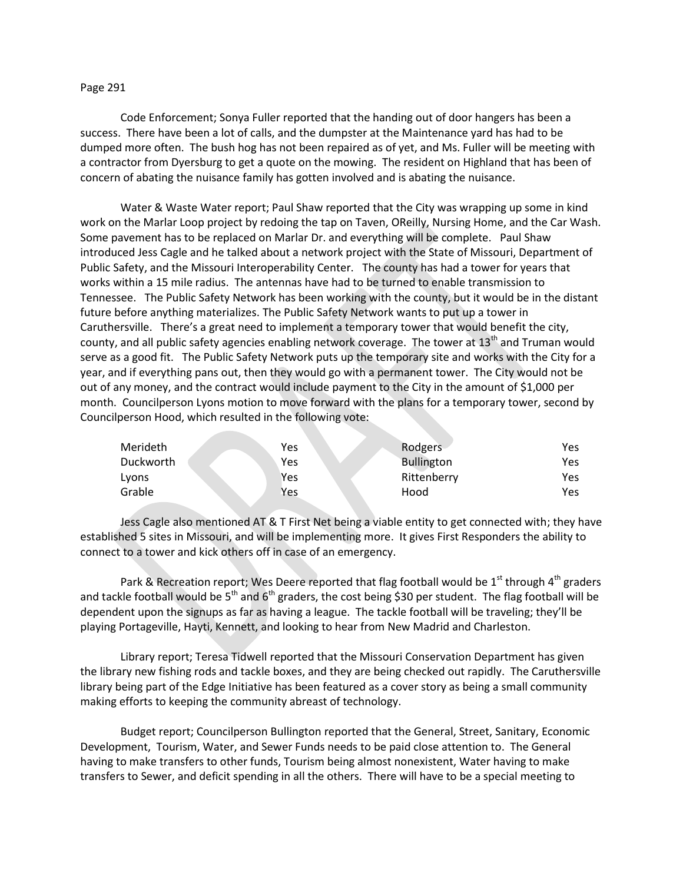Page 291

Code Enforcement; Sonya Fuller reported that the handing out of door hangers has been a success. There have been a lot of calls, and the dumpster at the Maintenance yard has had to be dumped more often. The bush hog has not been repaired as of yet, and Ms. Fuller will be meeting with a contractor from Dyersburg to get a quote on the mowing. The resident on Highland that has been of concern of abating the nuisance family has gotten involved and is abating the nuisance.

Water & Waste Water report; Paul Shaw reported that the City was wrapping up some in kind work on the Marlar Loop project by redoing the tap on Taven, OReilly, Nursing Home, and the Car Wash. Some pavement has to be replaced on Marlar Dr. and everything will be complete. Paul Shaw introduced Jess Cagle and he talked about a network project with the State of Missouri, Department of Public Safety, and the Missouri Interoperability Center. The county has had a tower for years that works within a 15 mile radius. The antennas have had to be turned to enable transmission to Tennessee. The Public Safety Network has been working with the county, but it would be in the distant future before anything materializes. The Public Safety Network wants to put up a tower in Caruthersville. There's a great need to implement a temporary tower that would benefit the city, county, and all public safety agencies enabling network coverage. The tower at 13th and Truman would serve as a good fit. The Public Safety Network puts up the temporary site and works with the City for a year, and if everything pans out, then they would go with a permanent tower. The City would not be out of any money, and the contract would include payment to the City in the amount of $1,000 per month. Councilperson Lyons motion to move forward with the plans for a temporary tower, second by Councilperson Hood, which resulted in the following vote:

| | | | |
|---|---|---|---|
| Merideth | Yes | Rodgers | Yes |
| Duckworth | Yes | Bullington | Yes |
| Lyons | Yes | Rittenberry | Yes |
| Grable | Yes | Hood | Yes |

Jess Cagle also mentioned AT & T First Net being a viable entity to get connected with; they have established 5 sites in Missouri, and will be implementing more. It gives First Responders the ability to connect to a tower and kick others off in case of an emergency.

Park & Recreation report; Wes Deere reported that flag football would be 1st through 4th graders and tackle football would be 5th and 6th graders, the cost being $30 per student. The flag football will be dependent upon the signups as far as having a league. The tackle football will be traveling; they'll be playing Portageville, Hayti, Kennett, and looking to hear from New Madrid and Charleston.

Library report; Teresa Tidwell reported that the Missouri Conservation Department has given the library new fishing rods and tackle boxes, and they are being checked out rapidly. The Caruthersville library being part of the Edge Initiative has been featured as a cover story as being a small community making efforts to keeping the community abreast of technology.

Budget report; Councilperson Bullington reported that the General, Street, Sanitary, Economic Development, Tourism, Water, and Sewer Funds needs to be paid close attention to. The General having to make transfers to other funds, Tourism being almost nonexistent, Water having to make transfers to Sewer, and deficit spending in all the others. There will have to be a special meeting to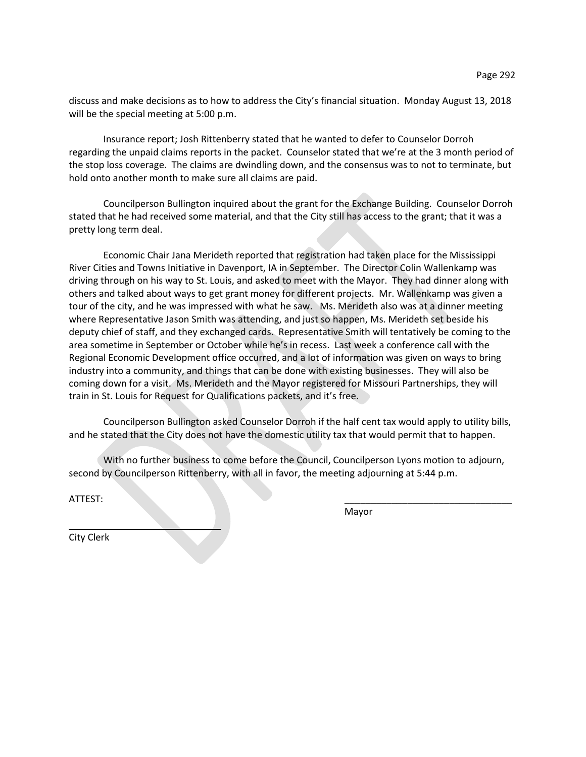discuss and make decisions as to how to address the City's financial situation. Monday August 13, 2018 will be the special meeting at 5:00 p.m.

Insurance report; Josh Rittenberry stated that he wanted to defer to Counselor Dorroh regarding the unpaid claims reports in the packet. Counselor stated that we're at the 3 month period of the stop loss coverage. The claims are dwindling down, and the consensus was to not to terminate, but hold onto another month to make sure all claims are paid.

Councilperson Bullington inquired about the grant for the Exchange Building. Counselor Dorroh stated that he had received some material, and that the City still has access to the grant; that it was a pretty long term deal.

Economic Chair Jana Merideth reported that registration had taken place for the Mississippi River Cities and Towns Initiative in Davenport, IA in September. The Director Colin Wallenkamp was driving through on his way to St. Louis, and asked to meet with the Mayor. They had dinner along with others and talked about ways to get grant money for different projects. Mr. Wallenkamp was given a tour of the city, and he was impressed with what he saw. Ms. Merideth also was at a dinner meeting where Representative Jason Smith was attending, and just so happen, Ms. Merideth set beside his deputy chief of staff, and they exchanged cards. Representative Smith will tentatively be coming to the area sometime in September or October while he's in recess. Last week a conference call with the Regional Economic Development office occurred, and a lot of information was given on ways to bring industry into a community, and things that can be done with existing businesses. They will also be coming down for a visit. Ms. Merideth and the Mayor registered for Missouri Partnerships, they will train in St. Louis for Request for Qualifications packets, and it's free.

Councilperson Bullington asked Counselor Dorroh if the half cent tax would apply to utility bills, and he stated that the City does not have the domestic utility tax that would permit that to happen.

With no further business to come before the Council, Councilperson Lyons motion to adjourn, second by Councilperson Rittenberry, with all in favor, the meeting adjourning at 5:44 p.m.

ATTEST:

\_\_\_\_\_\_\_\_\_\_\_\_\_\_\_\_\_\_\_\_\_\_\_\_\_\_\_\_\_\_\_\_
Mayor

\_\_\_\_\_\_\_\_\_\_\_\_\_\_\_\_\_\_\_\_\_\_\_\_\_\_\_\_\_\_\_\_
City Clerk

DRAFT